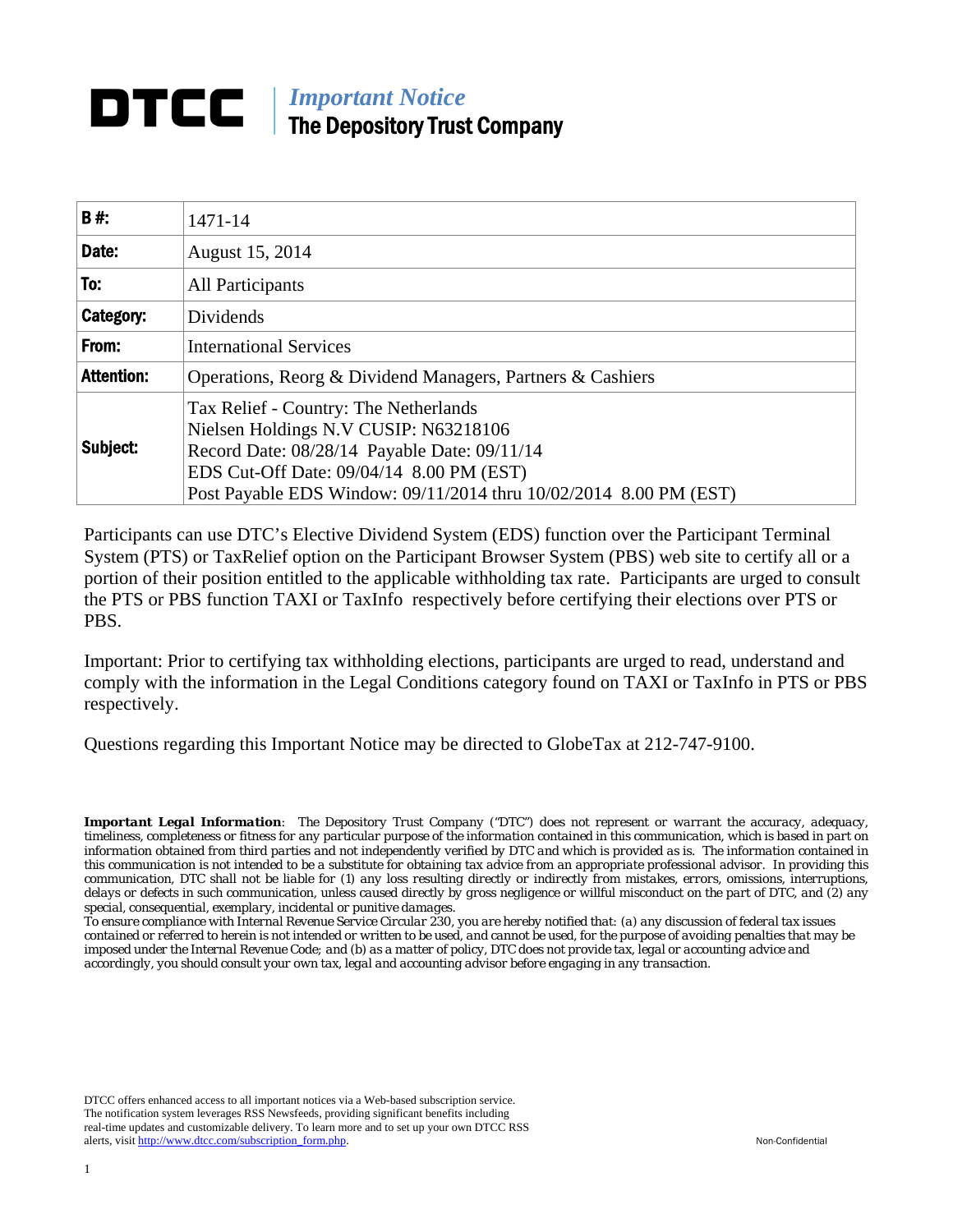# DTCC | *Important Notice*
## The Depository Trust Company

| | |
|---|---|
| **B #:** | 1471-14 |
| **Date:** | August 15, 2014 |
| **To:** | All Participants |
| **Category:** | Dividends |
| **From:** | International Services |
| **Attention:** | Operations, Reorg & Dividend Managers, Partners & Cashiers |
| **Subject:** | Tax Relief - Country: The Netherlands<br>Nielsen Holdings N.V CUSIP: N63218106<br>Record Date: 08/28/14 Payable Date: 09/11/14<br>EDS Cut-Off Date: 09/04/14 8.00 PM (EST)<br>Post Payable EDS Window: 09/11/2014 thru 10/02/2014 8.00 PM (EST) |

Participants can use DTC's Elective Dividend System (EDS) function over the Participant Terminal System (PTS) or TaxRelief option on the Participant Browser System (PBS) web site to certify all or a portion of their position entitled to the applicable withholding tax rate. Participants are urged to consult the PTS or PBS function TAXI or TaxInfo respectively before certifying their elections over PTS or PBS.

Important: Prior to certifying tax withholding elections, participants are urged to read, understand and comply with the information in the Legal Conditions category found on TAXI or TaxInfo in PTS or PBS respectively.

Questions regarding this Important Notice may be directed to GlobeTax at 212-747-9100.

***Important Legal Information**: The Depository Trust Company ("DTC") does not represent or warrant the accuracy, adequacy, timeliness, completeness or fitness for any particular purpose of the information contained in this communication, which is based in part on information obtained from third parties and not independently verified by DTC and which is provided as is. The information contained in this communication is not intended to be a substitute for obtaining tax advice from an appropriate professional advisor. In providing this communication, DTC shall not be liable for (1) any loss resulting directly or indirectly from mistakes, errors, omissions, interruptions, delays or defects in such communication, unless caused directly by gross negligence or willful misconduct on the part of DTC, and (2) any special, consequential, exemplary, incidental or punitive damages.*

*To ensure compliance with Internal Revenue Service Circular 230, you are hereby notified that: (a) any discussion of federal tax issues contained or referred to herein is not intended or written to be used, and cannot be used, for the purpose of avoiding penalties that may be imposed under the Internal Revenue Code; and (b) as a matter of policy, DTC does not provide tax, legal or accounting advice and accordingly, you should consult your own tax, legal and accounting advisor before engaging in any transaction.*

DTCC offers enhanced access to all important notices via a Web-based subscription service. The notification system leverages RSS Newsfeeds, providing significant benefits including real-time updates and customizable delivery. To learn more and to set up your own DTCC RSS alerts, visit http://www.dtcc.com/subscription_form.php.

Non-Confidential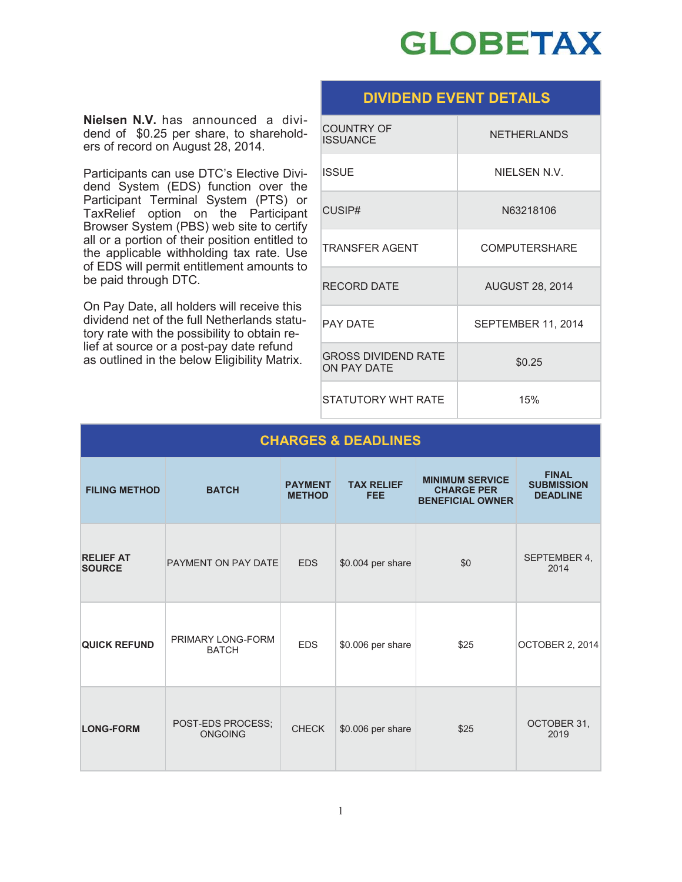**Nielsen N.V.** has announced a dividend of $0.25 per share, to shareholders of record on August 28, 2014.

Participants can use DTC's Elective Dividend System (EDS) function over the Participant Terminal System (PTS) or TaxRelief option on the Participant Browser System (PBS) web site to certify all or a portion of their position entitled to the applicable withholding tax rate. Use of EDS will permit entitlement amounts to be paid through DTC.

On Pay Date, all holders will receive this dividend net of the full Netherlands statutory rate with the possibility to obtain relief at source or a post-pay date refund as outlined in the below Eligibility Matrix.

## DIVIDEND EVENT DETAILS

| | |
|---|---|
| COUNTRY OF ISSUANCE | NETHERLANDS |
| ISSUE | NIELSEN N.V. |
| CUSIP# | N63218106 |
| TRANSFER AGENT | COMPUTERSHARE |
| RECORD DATE | AUGUST 28, 2014 |
| PAY DATE | SEPTEMBER 11, 2014 |
| GROSS DIVIDEND RATE ON PAY DATE | $0.25 |
| STATUTORY WHT RATE | 15% |

## CHARGES & DEADLINES

| FILING METHOD | BATCH | PAYMENT METHOD | TAX RELIEF FEE | MINIMUM SERVICE CHARGE PER BENEFICIAL OWNER | FINAL SUBMISSION DEADLINE |
|---|---|---|---|---|---|
| **RELIEF AT SOURCE** | PAYMENT ON PAY DATE | EDS | $0.004 per share | $0 | SEPTEMBER 4, 2014 |
| **QUICK REFUND** | PRIMARY LONG-FORM BATCH | EDS | $0.006 per share | $25 | OCTOBER 2, 2014 |
| **LONG-FORM** | POST-EDS PROCESS; ONGOING | CHECK | $0.006 per share | $25 | OCTOBER 31, 2019 |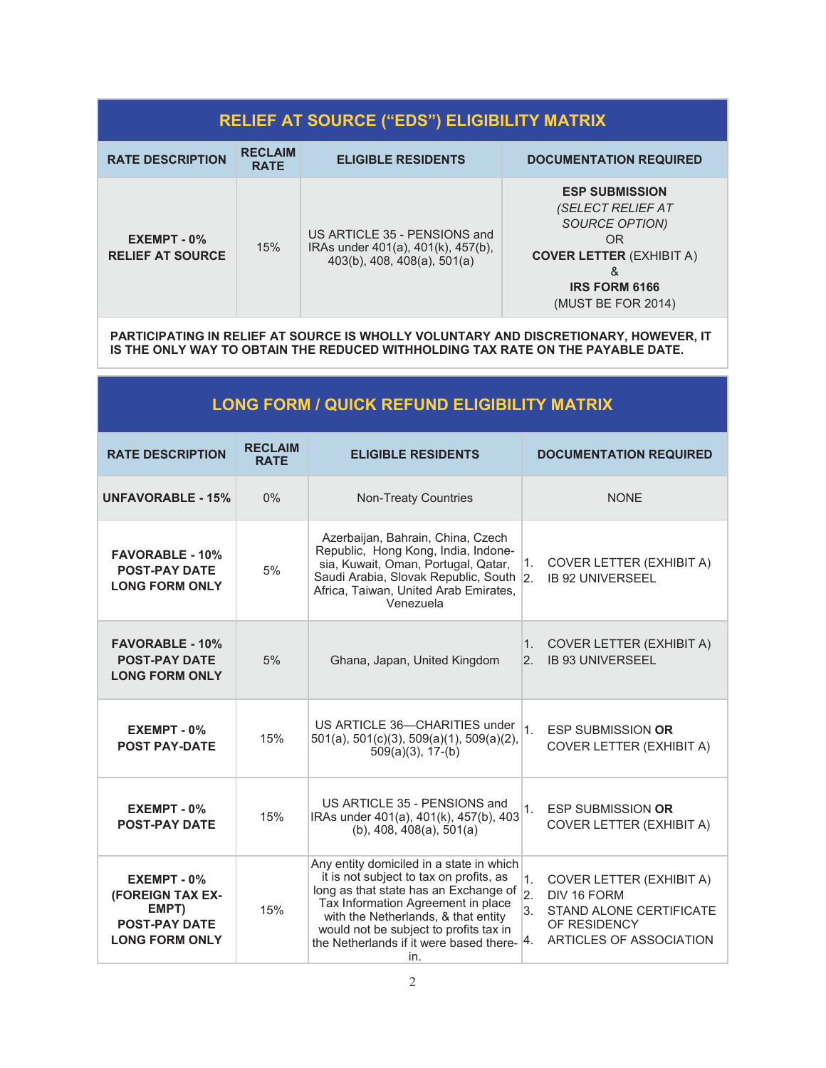## RELIEF AT SOURCE ("EDS") ELIGIBILITY MATRIX

| RATE DESCRIPTION | RECLAIM RATE | ELIGIBLE RESIDENTS | DOCUMENTATION REQUIRED |
|---|---|---|---|
| **EXEMPT - 0% RELIEF AT SOURCE** | 15% | US ARTICLE 35 - PENSIONS and IRAs under 401(a), 401(k), 457(b), 403(b), 408, 408(a), 501(a) | **ESP SUBMISSION** *(SELECT RELIEF AT SOURCE OPTION)* OR **COVER LETTER** (EXHIBIT A) & **IRS FORM 6166** (MUST BE FOR 2014) |

**PARTICIPATING IN RELIEF AT SOURCE IS WHOLLY VOLUNTARY AND DISCRETIONARY, HOWEVER, IT IS THE ONLY WAY TO OBTAIN THE REDUCED WITHHOLDING TAX RATE ON THE PAYABLE DATE.**

## LONG FORM / QUICK REFUND ELIGIBILITY MATRIX

| RATE DESCRIPTION | RECLAIM RATE | ELIGIBLE RESIDENTS | DOCUMENTATION REQUIRED |
|---|---|---|---|
| **UNFAVORABLE - 15%** | 0% | Non-Treaty Countries | NONE |
| **FAVORABLE - 10% POST-PAY DATE LONG FORM ONLY** | 5% | Azerbaijan, Bahrain, China, Czech Republic, Hong Kong, India, Indonesia, Kuwait, Oman, Portugal, Qatar, Saudi Arabia, Slovak Republic, South Africa, Taiwan, United Arab Emirates, Venezuela | 1. COVER LETTER (EXHIBIT A) 2. IB 92 UNIVERSEEL |
| **FAVORABLE - 10% POST-PAY DATE LONG FORM ONLY** | 5% | Ghana, Japan, United Kingdom | 1. COVER LETTER (EXHIBIT A) 2. IB 93 UNIVERSEEL |
| **EXEMPT - 0% POST PAY-DATE** | 15% | US ARTICLE 36—CHARITIES under 501(a), 501(c)(3), 509(a)(1), 509(a)(2), 509(a)(3), 17-(b) | 1. ESP SUBMISSION **OR** COVER LETTER (EXHIBIT A) |
| **EXEMPT - 0% POST-PAY DATE** | 15% | US ARTICLE 35 - PENSIONS and IRAs under 401(a), 401(k), 457(b), 403 (b), 408, 408(a), 501(a) | 1. ESP SUBMISSION **OR** COVER LETTER (EXHIBIT A) |
| **EXEMPT - 0% (FOREIGN TAX EXEMPT) POST-PAY DATE LONG FORM ONLY** | 15% | Any entity domiciled in a state in which it is not subject to tax on profits, as long as that state has an Exchange of Tax Information Agreement in place with the Netherlands, & that entity would not be subject to profits tax in the Netherlands if it were based therein. | 1. COVER LETTER (EXHIBIT A) 2. DIV 16 FORM 3. STAND ALONE CERTIFICATE OF RESIDENCY 4. ARTICLES OF ASSOCIATION |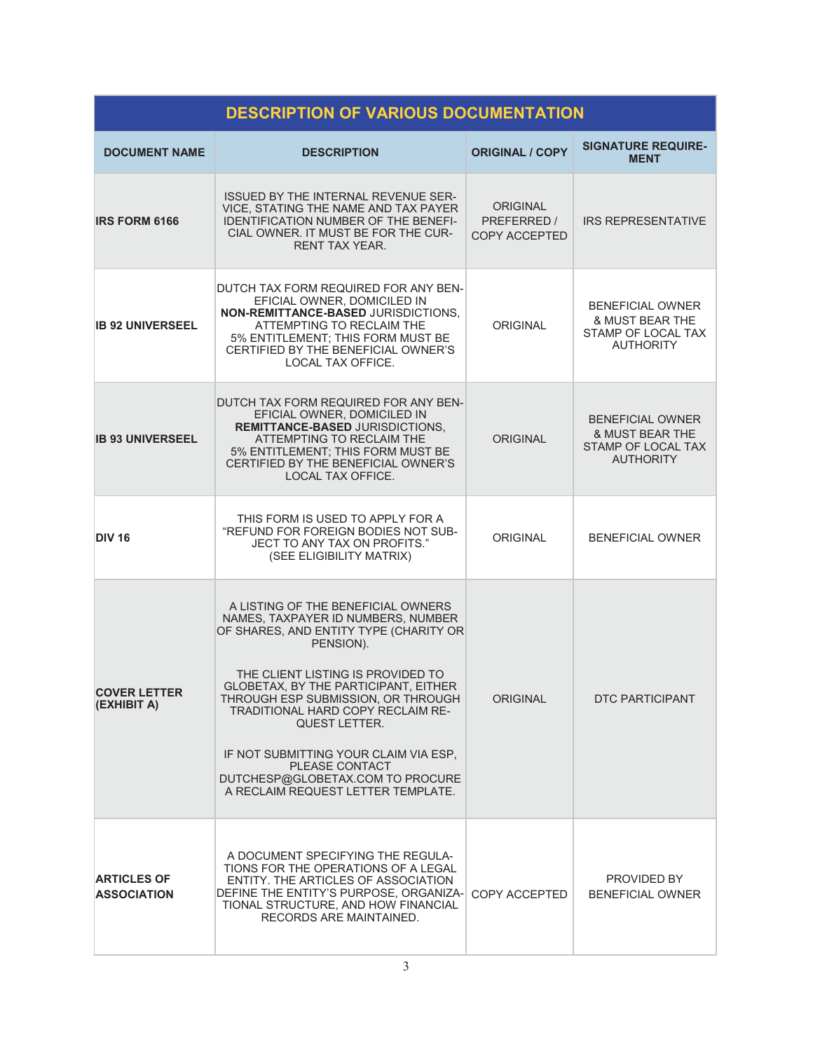| DESCRIPTION OF VARIOUS DOCUMENTATION | | | |
|---|---|---|---|
| **DOCUMENT NAME** | **DESCRIPTION** | **ORIGINAL / COPY** | **SIGNATURE REQUIREMENT** |
| **IRS FORM 6166** | ISSUED BY THE INTERNAL REVENUE SERVICE, STATING THE NAME AND TAX PAYER IDENTIFICATION NUMBER OF THE BENEFICIAL OWNER. IT MUST BE FOR THE CURRENT TAX YEAR. | ORIGINAL PREFERRED / COPY ACCEPTED | IRS REPRESENTATIVE |
| **IB 92 UNIVERSEEL** | DUTCH TAX FORM REQUIRED FOR ANY BENEFICIAL OWNER, DOMICILED IN **NON-REMITTANCE-BASED** JURISDICTIONS, ATTEMPTING TO RECLAIM THE 5% ENTITLEMENT; THIS FORM MUST BE CERTIFIED BY THE BENEFICIAL OWNER'S LOCAL TAX OFFICE. | ORIGINAL | BENEFICIAL OWNER & MUST BEAR THE STAMP OF LOCAL TAX AUTHORITY |
| **IB 93 UNIVERSEEL** | DUTCH TAX FORM REQUIRED FOR ANY BENEFICIAL OWNER, DOMICILED IN **REMITTANCE-BASED** JURISDICTIONS, ATTEMPTING TO RECLAIM THE 5% ENTITLEMENT; THIS FORM MUST BE CERTIFIED BY THE BENEFICIAL OWNER'S LOCAL TAX OFFICE. | ORIGINAL | BENEFICIAL OWNER & MUST BEAR THE STAMP OF LOCAL TAX AUTHORITY |
| **DIV 16** | THIS FORM IS USED TO APPLY FOR A "REFUND FOR FOREIGN BODIES NOT SUBJECT TO ANY TAX ON PROFITS." (SEE ELIGIBILITY MATRIX) | ORIGINAL | BENEFICIAL OWNER |
| **COVER LETTER (EXHIBIT A)** | A LISTING OF THE BENEFICIAL OWNERS NAMES, TAXPAYER ID NUMBERS, NUMBER OF SHARES, AND ENTITY TYPE (CHARITY OR PENSION).<br><br>THE CLIENT LISTING IS PROVIDED TO GLOBETAX, BY THE PARTICIPANT, EITHER THROUGH ESP SUBMISSION, OR THROUGH TRADITIONAL HARD COPY RECLAIM REQUEST LETTER.<br><br>IF NOT SUBMITTING YOUR CLAIM VIA ESP, PLEASE CONTACT DUTCHESP@GLOBETAX.COM TO PROCURE A RECLAIM REQUEST LETTER TEMPLATE. | ORIGINAL | DTC PARTICIPANT |
| **ARTICLES OF ASSOCIATION** | A DOCUMENT SPECIFYING THE REGULATIONS FOR THE OPERATIONS OF A LEGAL ENTITY. THE ARTICLES OF ASSOCIATION DEFINE THE ENTITY'S PURPOSE, ORGANIZATIONAL STRUCTURE, AND HOW FINANCIAL RECORDS ARE MAINTAINED. | COPY ACCEPTED | PROVIDED BY BENEFICIAL OWNER |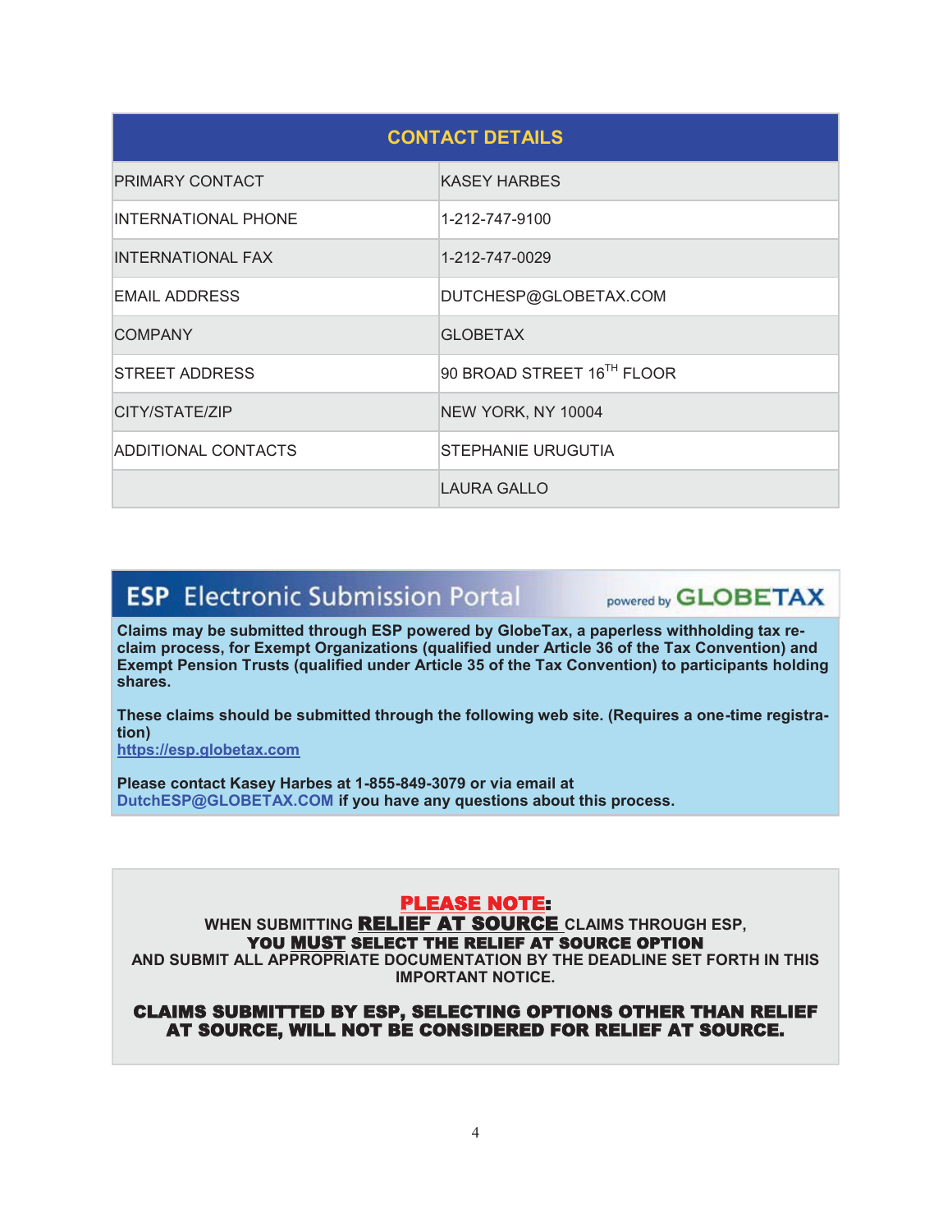| CONTACT DETAILS | |
|---|---|
| PRIMARY CONTACT | KASEY HARBES |
| INTERNATIONAL PHONE | 1-212-747-9100 |
| INTERNATIONAL FAX | 1-212-747-0029 |
| EMAIL ADDRESS | DUTCHESP@GLOBETAX.COM |
| COMPANY | GLOBETAX |
| STREET ADDRESS | 90 BROAD STREET 16TH FLOOR |
| CITY/STATE/ZIP | NEW YORK, NY 10004 |
| ADDITIONAL CONTACTS | STEPHANIE URUGUTIA |
| | LAURA GALLO |

## ESP Electronic Submission Portal

powered by GLOBETAX

**Claims may be submitted through ESP powered by GlobeTax, a paperless withholding tax re-claim process, for Exempt Organizations (qualified under Article 36 of the Tax Convention) and Exempt Pension Trusts (qualified under Article 35 of the Tax Convention) to participants holding shares.**

**These claims should be submitted through the following web site. (Requires a one-time registration)**
**https://esp.globetax.com**

**Please contact Kasey Harbes at 1-855-849-3079 or via email at DutchESP@GLOBETAX.COM if you have any questions about this process.**

**PLEASE NOTE:**
**WHEN SUBMITTING RELIEF AT SOURCE CLAIMS THROUGH ESP,**
**YOU MUST SELECT THE RELIEF AT SOURCE OPTION**
**AND SUBMIT ALL APPROPRIATE DOCUMENTATION BY THE DEADLINE SET FORTH IN THIS IMPORTANT NOTICE.**

**CLAIMS SUBMITTED BY ESP, SELECTING OPTIONS OTHER THAN RELIEF AT SOURCE, WILL NOT BE CONSIDERED FOR RELIEF AT SOURCE.**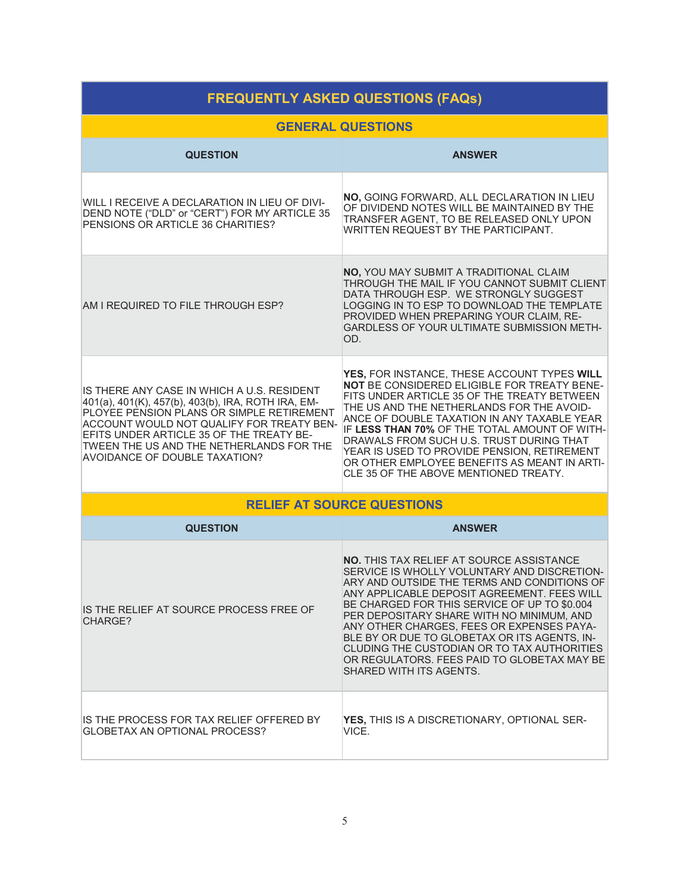## FREQUENTLY ASKED QUESTIONS (FAQs)

### GENERAL QUESTIONS

| QUESTION | ANSWER |
|---|---|
| WILL I RECEIVE A DECLARATION IN LIEU OF DIVIDEND NOTE ("DLD" or "CERT") FOR MY ARTICLE 35 PENSIONS OR ARTICLE 36 CHARITIES? | **NO,** GOING FORWARD, ALL DECLARATION IN LIEU OF DIVIDEND NOTES WILL BE MAINTAINED BY THE TRANSFER AGENT, TO BE RELEASED ONLY UPON WRITTEN REQUEST BY THE PARTICIPANT. |
| AM I REQUIRED TO FILE THROUGH ESP? | **NO,** YOU MAY SUBMIT A TRADITIONAL CLAIM THROUGH THE MAIL IF YOU CANNOT SUBMIT CLIENT DATA THROUGH ESP. WE STRONGLY SUGGEST LOGGING IN TO ESP TO DOWNLOAD THE TEMPLATE PROVIDED WHEN PREPARING YOUR CLAIM, REGARDLESS OF YOUR ULTIMATE SUBMISSION METHOD. |
| IS THERE ANY CASE IN WHICH A U.S. RESIDENT 401(a), 401(K), 457(b), 403(b), IRA, ROTH IRA, EMPLOYEE PENSION PLANS OR SIMPLE RETIREMENT ACCOUNT WOULD NOT QUALIFY FOR TREATY BENEFITS UNDER ARTICLE 35 OF THE TREATY BETWEEN THE US AND THE NETHERLANDS FOR THE AVOIDANCE OF DOUBLE TAXATION? | **YES,** FOR INSTANCE, THESE ACCOUNT TYPES **WILL NOT** BE CONSIDERED ELIGIBLE FOR TREATY BENEFITS UNDER ARTICLE 35 OF THE TREATY BETWEEN THE US AND THE NETHERLANDS FOR THE AVOIDANCE OF DOUBLE TAXATION IN ANY TAXABLE YEAR IF **LESS THAN 70%** OF THE TOTAL AMOUNT OF WITHDRAWALS FROM SUCH U.S. TRUST DURING THAT YEAR IS USED TO PROVIDE PENSION, RETIREMENT OR OTHER EMPLOYEE BENEFITS AS MEANT IN ARTICLE 35 OF THE ABOVE MENTIONED TREATY. |

### RELIEF AT SOURCE QUESTIONS

| QUESTION | ANSWER |
|---|---|
| IS THE RELIEF AT SOURCE PROCESS FREE OF CHARGE? | **NO.** THIS TAX RELIEF AT SOURCE ASSISTANCE SERVICE IS WHOLLY VOLUNTARY AND DISCRETIONARY AND OUTSIDE THE TERMS AND CONDITIONS OF ANY APPLICABLE DEPOSIT AGREEMENT. FEES WILL BE CHARGED FOR THIS SERVICE OF UP TO $0.004 PER DEPOSITARY SHARE WITH NO MINIMUM, AND ANY OTHER CHARGES, FEES OR EXPENSES PAYABLE BY OR DUE TO GLOBETAX OR ITS AGENTS, INCLUDING THE CUSTODIAN OR TO TAX AUTHORITIES OR REGULATORS. FEES PAID TO GLOBETAX MAY BE SHARED WITH ITS AGENTS. |
| IS THE PROCESS FOR TAX RELIEF OFFERED BY GLOBETAX AN OPTIONAL PROCESS? | **YES,** THIS IS A DISCRETIONARY, OPTIONAL SERVICE. |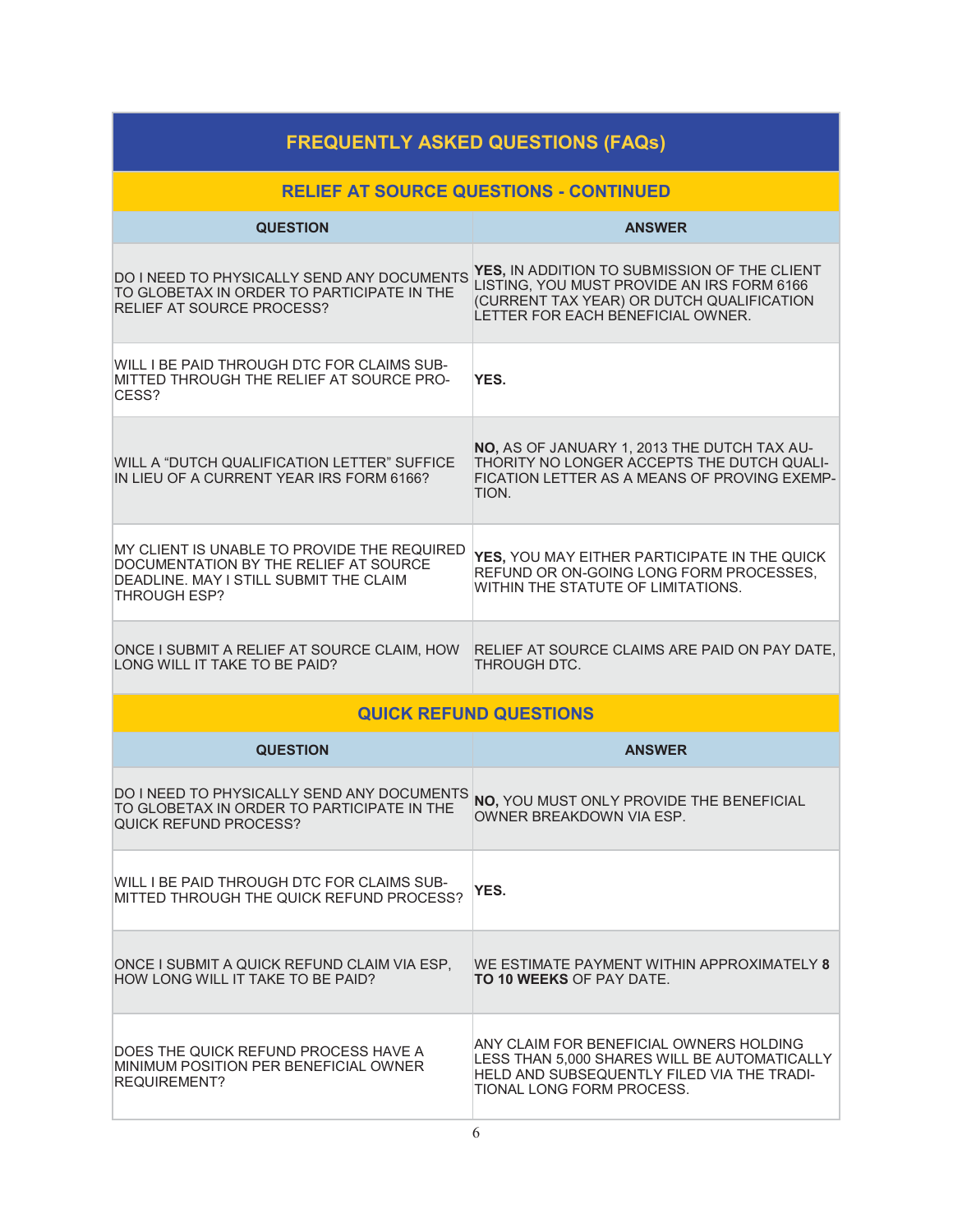# FREQUENTLY ASKED QUESTIONS (FAQs)

## RELIEF AT SOURCE QUESTIONS - CONTINUED

| QUESTION | ANSWER |
| --- | --- |
| DO I NEED TO PHYSICALLY SEND ANY DOCUMENTS TO GLOBETAX IN ORDER TO PARTICIPATE IN THE RELIEF AT SOURCE PROCESS? | **YES,** IN ADDITION TO SUBMISSION OF THE CLIENT LISTING, YOU MUST PROVIDE AN IRS FORM 6166 (CURRENT TAX YEAR) OR DUTCH QUALIFICATION LETTER FOR EACH BENEFICIAL OWNER. |
| WILL I BE PAID THROUGH DTC FOR CLAIMS SUBMITTED THROUGH THE RELIEF AT SOURCE PROCESS? | **YES.** |
| WILL A "DUTCH QUALIFICATION LETTER" SUFFICE IN LIEU OF A CURRENT YEAR IRS FORM 6166? | **NO,** AS OF JANUARY 1, 2013 THE DUTCH TAX AUTHORITY NO LONGER ACCEPTS THE DUTCH QUALIFICATION LETTER AS A MEANS OF PROVING EXEMPTION. |
| MY CLIENT IS UNABLE TO PROVIDE THE REQUIRED DOCUMENTATION BY THE RELIEF AT SOURCE DEADLINE. MAY I STILL SUBMIT THE CLAIM THROUGH ESP? | **YES,** YOU MAY EITHER PARTICIPATE IN THE QUICK REFUND OR ON-GOING LONG FORM PROCESSES, WITHIN THE STATUTE OF LIMITATIONS. |
| ONCE I SUBMIT A RELIEF AT SOURCE CLAIM, HOW LONG WILL IT TAKE TO BE PAID? | RELIEF AT SOURCE CLAIMS ARE PAID ON PAY DATE, THROUGH DTC. |

## QUICK REFUND QUESTIONS

| QUESTION | ANSWER |
| --- | --- |
| DO I NEED TO PHYSICALLY SEND ANY DOCUMENTS TO GLOBETAX IN ORDER TO PARTICIPATE IN THE QUICK REFUND PROCESS? | **NO,** YOU MUST ONLY PROVIDE THE BENEFICIAL OWNER BREAKDOWN VIA ESP. |
| WILL I BE PAID THROUGH DTC FOR CLAIMS SUBMITTED THROUGH THE QUICK REFUND PROCESS? | **YES.** |
| ONCE I SUBMIT A QUICK REFUND CLAIM VIA ESP, HOW LONG WILL IT TAKE TO BE PAID? | WE ESTIMATE PAYMENT WITHIN APPROXIMATELY **8 TO 10 WEEKS** OF PAY DATE. |
| DOES THE QUICK REFUND PROCESS HAVE A MINIMUM POSITION PER BENEFICIAL OWNER REQUIREMENT? | ANY CLAIM FOR BENEFICIAL OWNERS HOLDING LESS THAN 5,000 SHARES WILL BE AUTOMATICALLY HELD AND SUBSEQUENTLY FILED VIA THE TRADITIONAL LONG FORM PROCESS. |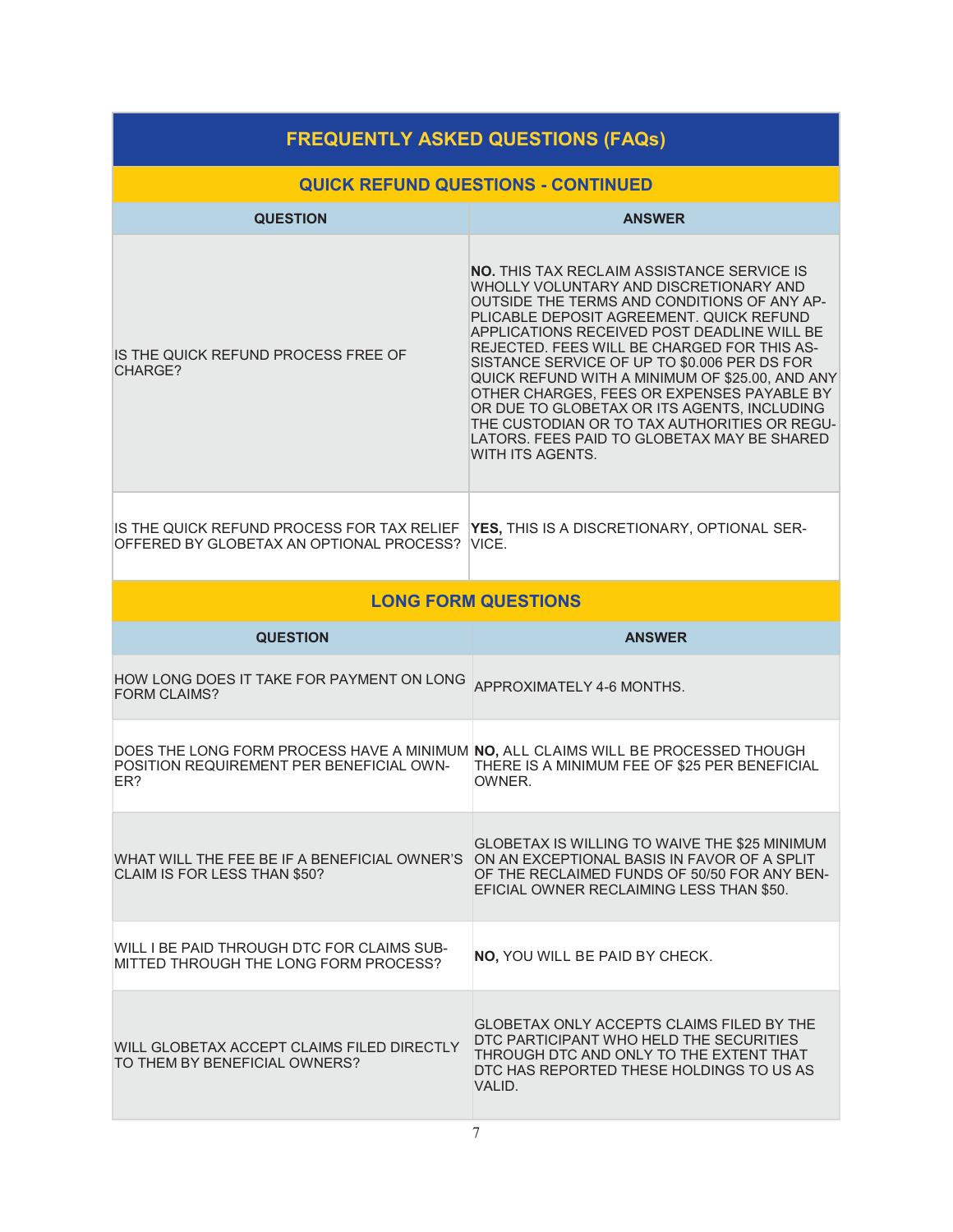# FREQUENTLY ASKED QUESTIONS (FAQs)

## QUICK REFUND QUESTIONS - CONTINUED

| QUESTION | ANSWER |
| --- | --- |
| IS THE QUICK REFUND PROCESS FREE OF CHARGE? | **NO.** THIS TAX RECLAIM ASSISTANCE SERVICE IS WHOLLY VOLUNTARY AND DISCRETIONARY AND OUTSIDE THE TERMS AND CONDITIONS OF ANY APPLICABLE DEPOSIT AGREEMENT. QUICK REFUND APPLICATIONS RECEIVED POST DEADLINE WILL BE REJECTED. FEES WILL BE CHARGED FOR THIS ASSISTANCE SERVICE OF UP TO $0.006 PER DS FOR QUICK REFUND WITH A MINIMUM OF $25.00, AND ANY OTHER CHARGES, FEES OR EXPENSES PAYABLE BY OR DUE TO GLOBETAX OR ITS AGENTS, INCLUDING THE CUSTODIAN OR TO TAX AUTHORITIES OR REGULATORS. FEES PAID TO GLOBETAX MAY BE SHARED WITH ITS AGENTS. |
| IS THE QUICK REFUND PROCESS FOR TAX RELIEF OFFERED BY GLOBETAX AN OPTIONAL PROCESS? | **YES,** THIS IS A DISCRETIONARY, OPTIONAL SERVICE. |

## LONG FORM QUESTIONS

| QUESTION | ANSWER |
| --- | --- |
| HOW LONG DOES IT TAKE FOR PAYMENT ON LONG FORM CLAIMS? | APPROXIMATELY 4-6 MONTHS. |
| DOES THE LONG FORM PROCESS HAVE A MINIMUM POSITION REQUIREMENT PER BENEFICIAL OWNER? | **NO,** ALL CLAIMS WILL BE PROCESSED THOUGH THERE IS A MINIMUM FEE OF $25 PER BENEFICIAL OWNER. |
| WHAT WILL THE FEE BE IF A BENEFICIAL OWNER'S CLAIM IS FOR LESS THAN $50? | GLOBETAX IS WILLING TO WAIVE THE $25 MINIMUM ON AN EXCEPTIONAL BASIS IN FAVOR OF A SPLIT OF THE RECLAIMED FUNDS OF 50/50 FOR ANY BENEFICIAL OWNER RECLAIMING LESS THAN $50. |
| WILL I BE PAID THROUGH DTC FOR CLAIMS SUBMITTED THROUGH THE LONG FORM PROCESS? | **NO,** YOU WILL BE PAID BY CHECK. |
| WILL GLOBETAX ACCEPT CLAIMS FILED DIRECTLY TO THEM BY BENEFICIAL OWNERS? | GLOBETAX ONLY ACCEPTS CLAIMS FILED BY THE DTC PARTICIPANT WHO HELD THE SECURITIES THROUGH DTC AND ONLY TO THE EXTENT THAT DTC HAS REPORTED THESE HOLDINGS TO US AS VALID. |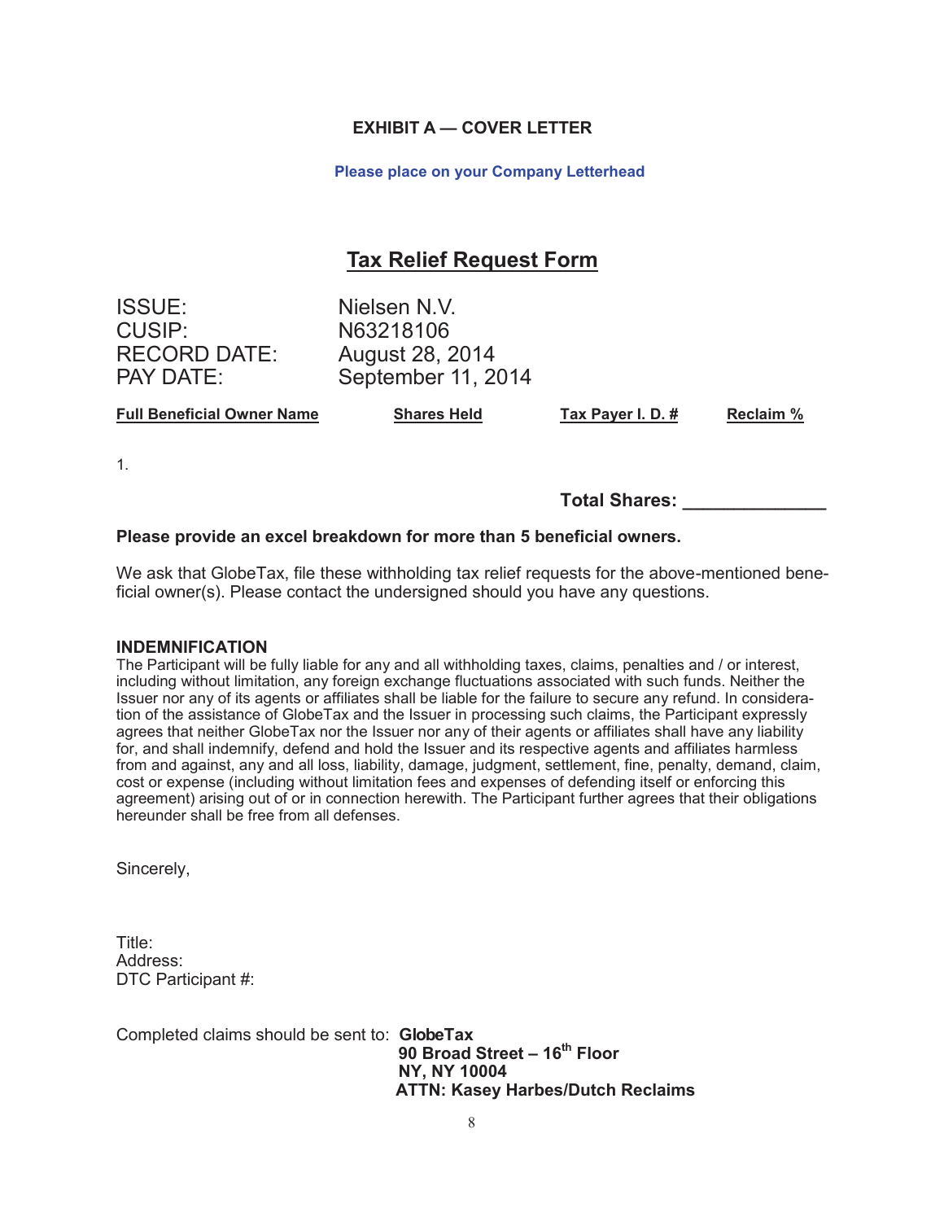**EXHIBIT A — COVER LETTER**

**Please place on your Company Letterhead**

## Tax Relief Request Form

| | |
|---|---|
| ISSUE: | Nielsen N.V. |
| CUSIP: | N63218106 |
| RECORD DATE: | August 28, 2014 |
| PAY DATE: | September 11, 2014 |

| Full Beneficial Owner Name | Shares Held | Tax Payer I. D. # | Reclaim % |
|---|---|---|---|
| 1. | | | |

**Total Shares: ______________**

**Please provide an excel breakdown for more than 5 beneficial owners.**

We ask that GlobeTax, file these withholding tax relief requests for the above-mentioned beneficial owner(s). Please contact the undersigned should you have any questions.

**INDEMNIFICATION**

The Participant will be fully liable for any and all withholding taxes, claims, penalties and / or interest, including without limitation, any foreign exchange fluctuations associated with such funds. Neither the Issuer nor any of its agents or affiliates shall be liable for the failure to secure any refund. In consideration of the assistance of GlobeTax and the Issuer in processing such claims, the Participant expressly agrees that neither GlobeTax nor the Issuer nor any of their agents or affiliates shall have any liability for, and shall indemnify, defend and hold the Issuer and its respective agents and affiliates harmless from and against, any and all loss, liability, damage, judgment, settlement, fine, penalty, demand, claim, cost or expense (including without limitation fees and expenses of defending itself or enforcing this agreement) arising out of or in connection herewith. The Participant further agrees that their obligations hereunder shall be free from all defenses.

Sincerely,

Title:
Address:
DTC Participant #:

Completed claims should be sent to: **GlobeTax**
**90 Broad Street – 16th Floor**
**NY, NY 10004**
**ATTN: Kasey Harbes/Dutch Reclaims**